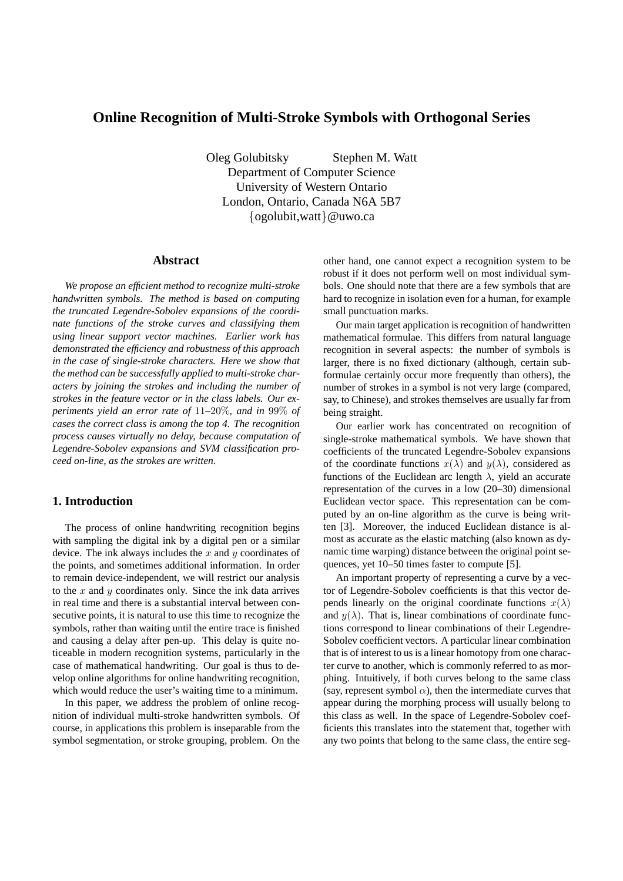# Online Recognition of Multi-Stroke Symbols with Orthogonal Series

Oleg Golubitsky    Stephen M. Watt
Department of Computer Science
University of Western Ontario
London, Ontario, Canada N6A 5B7
{ogolubit,watt}@uwo.ca

## Abstract

*We propose an efficient method to recognize multi-stroke handwritten symbols. The method is based on computing the truncated Legendre-Sobolev expansions of the coordinate functions of the stroke curves and classifying them using linear support vector machines. Earlier work has demonstrated the efficiency and robustness of this approach in the case of single-stroke characters. Here we show that the method can be successfully applied to multi-stroke characters by joining the strokes and including the number of strokes in the feature vector or in the class labels. Our experiments yield an error rate of 11–20%, and in 99% of cases the correct class is among the top 4. The recognition process causes virtually no delay, because computation of Legendre-Sobolev expansions and SVM classification proceed on-line, as the strokes are written.*

## 1. Introduction

The process of online handwriting recognition begins with sampling the digital ink by a digital pen or a similar device. The ink always includes the $x$ and $y$ coordinates of the points, and sometimes additional information. In order to remain device-independent, we will restrict our analysis to the $x$ and $y$ coordinates only. Since the ink data arrives in real time and there is a substantial interval between consecutive points, it is natural to use this time to recognize the symbols, rather than waiting until the entire trace is finished and causing a delay after pen-up. This delay is quite noticeable in modern recognition systems, particularly in the case of mathematical handwriting. Our goal is thus to develop online algorithms for online handwriting recognition, which would reduce the user's waiting time to a minimum.

In this paper, we address the problem of online recognition of individual multi-stroke handwritten symbols. Of course, in applications this problem is inseparable from the symbol segmentation, or stroke grouping, problem. On the other hand, one cannot expect a recognition system to be robust if it does not perform well on most individual symbols. One should note that there are a few symbols that are hard to recognize in isolation even for a human, for example small punctuation marks.

Our main target application is recognition of handwritten mathematical formulae. This differs from natural language recognition in several aspects: the number of symbols is larger, there is no fixed dictionary (although, certain subformulae certainly occur more frequently than others), the number of strokes in a symbol is not very large (compared, say, to Chinese), and strokes themselves are usually far from being straight.

Our earlier work has concentrated on recognition of single-stroke mathematical symbols. We have shown that coefficients of the truncated Legendre-Sobolev expansions of the coordinate functions $x(\lambda)$ and $y(\lambda)$, considered as functions of the Euclidean arc length $\lambda$, yield an accurate representation of the curves in a low (20–30) dimensional Euclidean vector space. This representation can be computed by an on-line algorithm as the curve is being written [3]. Moreover, the induced Euclidean distance is almost as accurate as the elastic matching (also known as dynamic time warping) distance between the original point sequences, yet 10–50 times faster to compute [5].

An important property of representing a curve by a vector of Legendre-Sobolev coefficients is that this vector depends linearly on the original coordinate functions $x(\lambda)$ and $y(\lambda)$. That is, linear combinations of coordinate functions correspond to linear combinations of their Legendre-Sobolev coefficient vectors. A particular linear combination that is of interest to us is a linear homotopy from one character curve to another, which is commonly referred to as morphing. Intuitively, if both curves belong to the same class (say, represent symbol $\alpha$), then the intermediate curves that appear during the morphing process will usually belong to this class as well. In the space of Legendre-Sobolev coefficients this translates into the statement that, together with any two points that belong to the same class, the entire seg-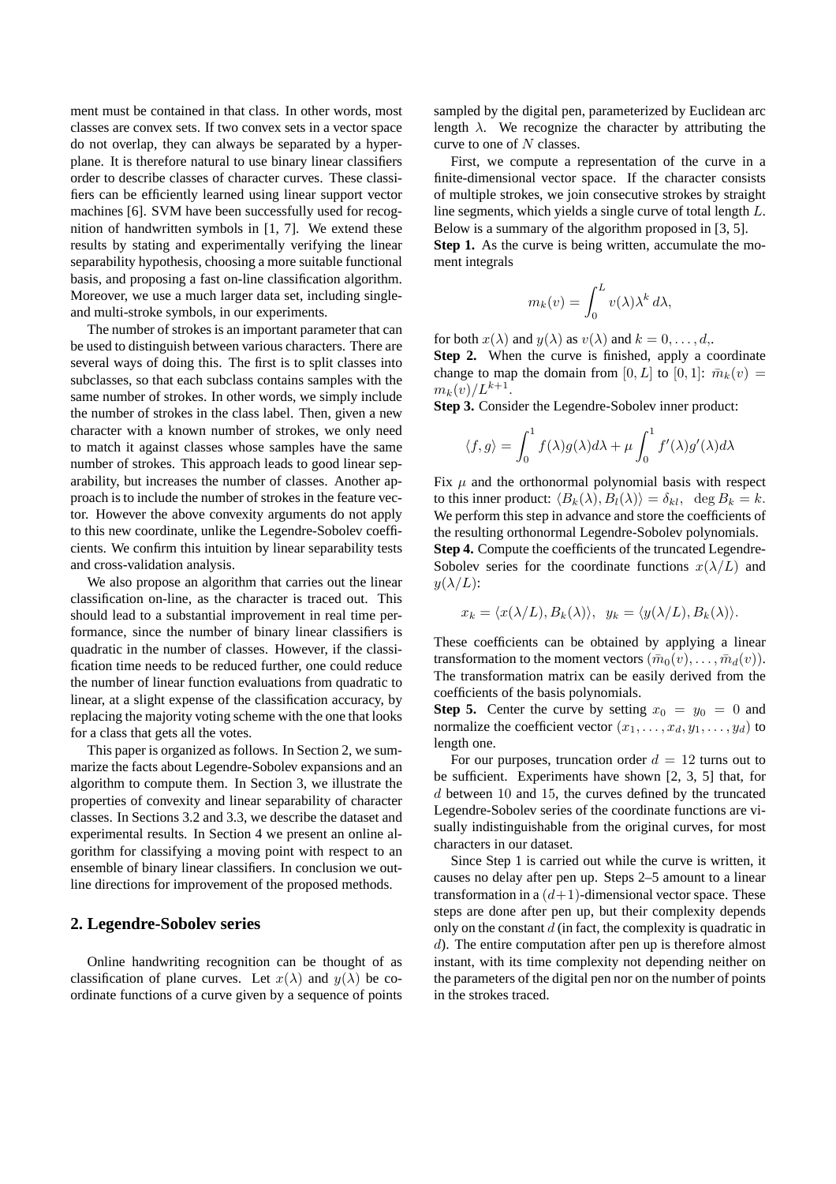ment must be contained in that class. In other words, most classes are convex sets. If two convex sets in a vector space do not overlap, they can always be separated by a hyperplane. It is therefore natural to use binary linear classifiers order to describe classes of character curves. These classifiers can be efficiently learned using linear support vector machines [6]. SVM have been successfully used for recognition of handwritten symbols in [1, 7]. We extend these results by stating and experimentally verifying the linear separability hypothesis, choosing a more suitable functional basis, and proposing a fast on-line classification algorithm. Moreover, we use a much larger data set, including single- and multi-stroke symbols, in our experiments.

The number of strokes is an important parameter that can be used to distinguish between various characters. There are several ways of doing this. The first is to split classes into subclasses, so that each subclass contains samples with the same number of strokes. In other words, we simply include the number of strokes in the class label. Then, given a new character with a known number of strokes, we only need to match it against classes whose samples have the same number of strokes. This approach leads to good linear separability, but increases the number of classes. Another approach is to include the number of strokes in the feature vector. However the above convexity arguments do not apply to this new coordinate, unlike the Legendre-Sobolev coefficients. We confirm this intuition by linear separability tests and cross-validation analysis.

We also propose an algorithm that carries out the linear classification on-line, as the character is traced out. This should lead to a substantial improvement in real time performance, since the number of binary linear classifiers is quadratic in the number of classes. However, if the classification time needs to be reduced further, one could reduce the number of linear function evaluations from quadratic to linear, at a slight expense of the classification accuracy, by replacing the majority voting scheme with the one that looks for a class that gets all the votes.

This paper is organized as follows. In Section 2, we summarize the facts about Legendre-Sobolev expansions and an algorithm to compute them. In Section 3, we illustrate the properties of convexity and linear separability of character classes. In Sections 3.2 and 3.3, we describe the dataset and experimental results. In Section 4 we present an online algorithm for classifying a moving point with respect to an ensemble of binary linear classifiers. In conclusion we outline directions for improvement of the proposed methods.

## 2. Legendre-Sobolev series

Online handwriting recognition can be thought of as classification of plane curves. Let $x(\lambda)$ and $y(\lambda)$ be coordinate functions of a curve given by a sequence of points sampled by the digital pen, parameterized by Euclidean arc length $\lambda$. We recognize the character by attributing the curve to one of $N$ classes.

First, we compute a representation of the curve in a finite-dimensional vector space. If the character consists of multiple strokes, we join consecutive strokes by straight line segments, which yields a single curve of total length $L$. Below is a summary of the algorithm proposed in [3, 5].

**Step 1.** As the curve is being written, accumulate the moment integrals

$$m_k(v) = \int_0^L v(\lambda)\lambda^k \, d\lambda,$$

for both $x(\lambda)$ and $y(\lambda)$ as $v(\lambda)$ and $k = 0, \ldots, d,$.

**Step 2.** When the curve is finished, apply a coordinate change to map the domain from $[0, L]$ to $[0, 1]$: $\bar{m}_k(v) = m_k(v)/L^{k+1}$.

**Step 3.** Consider the Legendre-Sobolev inner product:

$$\langle f, g \rangle = \int_0^1 f(\lambda)g(\lambda)d\lambda + \mu \int_0^1 f'(\lambda)g'(\lambda)d\lambda$$

Fix $\mu$ and the orthonormal polynomial basis with respect to this inner product: $\langle B_k(\lambda), B_l(\lambda)\rangle = \delta_{kl}, \;\; \deg B_k = k$. We perform this step in advance and store the coefficients of the resulting orthonormal Legendre-Sobolev polynomials.

**Step 4.** Compute the coefficients of the truncated Legendre-Sobolev series for the coordinate functions $x(\lambda/L)$ and $y(\lambda/L)$:

$$x_k = \langle x(\lambda/L), B_k(\lambda)\rangle, \;\; y_k = \langle y(\lambda/L), B_k(\lambda)\rangle.$$

These coefficients can be obtained by applying a linear transformation to the moment vectors $(\bar{m}_0(v), \ldots, \bar{m}_d(v))$. The transformation matrix can be easily derived from the coefficients of the basis polynomials.

**Step 5.** Center the curve by setting $x_0 = y_0 = 0$ and normalize the coefficient vector $(x_1, \ldots, x_d, y_1, \ldots, y_d)$ to length one.

For our purposes, truncation order $d = 12$ turns out to be sufficient. Experiments have shown [2, 3, 5] that, for $d$ between 10 and 15, the curves defined by the truncated Legendre-Sobolev series of the coordinate functions are visually indistinguishable from the original curves, for most characters in our dataset.

Since Step 1 is carried out while the curve is written, it causes no delay after pen up. Steps 2–5 amount to a linear transformation in a $(d+1)$-dimensional vector space. These steps are done after pen up, but their complexity depends only on the constant $d$ (in fact, the complexity is quadratic in $d$). The entire computation after pen up is therefore almost instant, with its time complexity not depending neither on the parameters of the digital pen nor on the number of points in the strokes traced.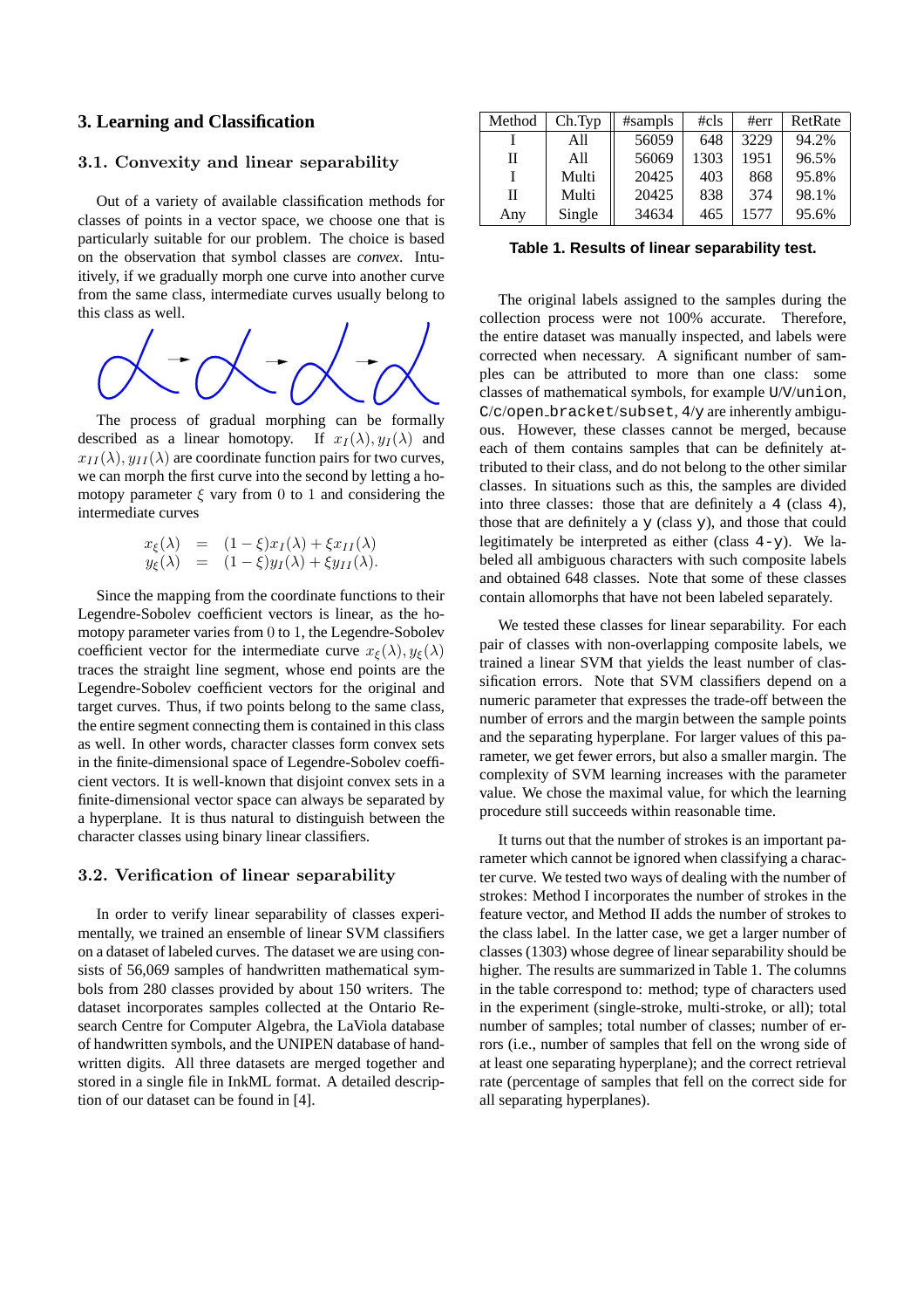## 3. Learning and Classification

### 3.1. Convexity and linear separability

Out of a variety of available classification methods for classes of points in a vector space, we choose one that is particularly suitable for our problem. The choice is based on the observation that symbol classes are *convex*. Intuitively, if we gradually morph one curve into another curve from the same class, intermediate curves usually belong to this class as well.

The process of gradual morphing can be formally described as a linear homotopy. If $x_I(\lambda), y_I(\lambda)$ and $x_{II}(\lambda), y_{II}(\lambda)$ are coordinate function pairs for two curves, we can morph the first curve into the second by letting a homotopy parameter $\xi$ vary from 0 to 1 and considering the intermediate curves

$$
\begin{aligned}
x_\xi(\lambda) &= (1-\xi)x_I(\lambda) + \xi x_{II}(\lambda) \\
y_\xi(\lambda) &= (1-\xi)y_I(\lambda) + \xi y_{II}(\lambda).
\end{aligned}
$$

Since the mapping from the coordinate functions to their Legendre-Sobolev coefficient vectors is linear, as the homotopy parameter varies from 0 to 1, the Legendre-Sobolev coefficient vector for the intermediate curve $x_\xi(\lambda), y_\xi(\lambda)$ traces the straight line segment, whose end points are the Legendre-Sobolev coefficient vectors for the original and target curves. Thus, if two points belong to the same class, the entire segment connecting them is contained in this class as well. In other words, character classes form convex sets in the finite-dimensional space of Legendre-Sobolev coefficient vectors. It is well-known that disjoint convex sets in a finite-dimensional vector space can always be separated by a hyperplane. It is thus natural to distinguish between the character classes using binary linear classifiers.

### 3.2. Verification of linear separability

In order to verify linear separability of classes experimentally, we trained an ensemble of linear SVM classifiers on a dataset of labeled curves. The dataset we are using consists of 56,069 samples of handwritten mathematical symbols from 280 classes provided by about 150 writers. The dataset incorporates samples collected at the Ontario Research Centre for Computer Algebra, the LaViola database of handwritten symbols, and the UNIPEN database of handwritten digits. All three datasets are merged together and stored in a single file in InkML format. A detailed description of our dataset can be found in [4].

| Method | Ch.Typ | #sampls | #cls | #err | RetRate |
|---|---|---|---|---|---|
| I | All | 56059 | 648 | 3229 | 94.2% |
| II | All | 56069 | 1303 | 1951 | 96.5% |
| I | Multi | 20425 | 403 | 868 | 95.8% |
| II | Multi | 20425 | 838 | 374 | 98.1% |
| Any | Single | 34634 | 465 | 1577 | 95.6% |

**Table 1. Results of linear separability test.**

The original labels assigned to the samples during the collection process were not 100% accurate. Therefore, the entire dataset was manually inspected, and labels were corrected when necessary. A significant number of samples can be attributed to more than one class: some classes of mathematical symbols, for example `U`/`V`/`union`, `C`/`c`/`open_bracket`/`subset`, `4`/`y` are inherently ambiguous. However, these classes cannot be merged, because each of them contains samples that can be definitely attributed to their class, and do not belong to the other similar classes. In situations such as this, the samples are divided into three classes: those that are definitely a `4` (class `4`), those that are definitely a `y` (class `y`), and those that could legitimately be interpreted as either (class `4-y`). We labeled all ambiguous characters with such composite labels and obtained 648 classes. Note that some of these classes contain allomorphs that have not been labeled separately.

We tested these classes for linear separability. For each pair of classes with non-overlapping composite labels, we trained a linear SVM that yields the least number of classification errors. Note that SVM classifiers depend on a numeric parameter that expresses the trade-off between the number of errors and the margin between the sample points and the separating hyperplane. For larger values of this parameter, we get fewer errors, but also a smaller margin. The complexity of SVM learning increases with the parameter value. We chose the maximal value, for which the learning procedure still succeeds within reasonable time.

It turns out that the number of strokes is an important parameter which cannot be ignored when classifying a character curve. We tested two ways of dealing with the number of strokes: Method I incorporates the number of strokes in the feature vector, and Method II adds the number of strokes to the class label. In the latter case, we get a larger number of classes (1303) whose degree of linear separability should be higher. The results are summarized in Table 1. The columns in the table correspond to: method; type of characters used in the experiment (single-stroke, multi-stroke, or all); total number of samples; total number of classes; number of errors (i.e., number of samples that fell on the wrong side of at least one separating hyperplane); and the correct retrieval rate (percentage of samples that fell on the correct side for all separating hyperplanes).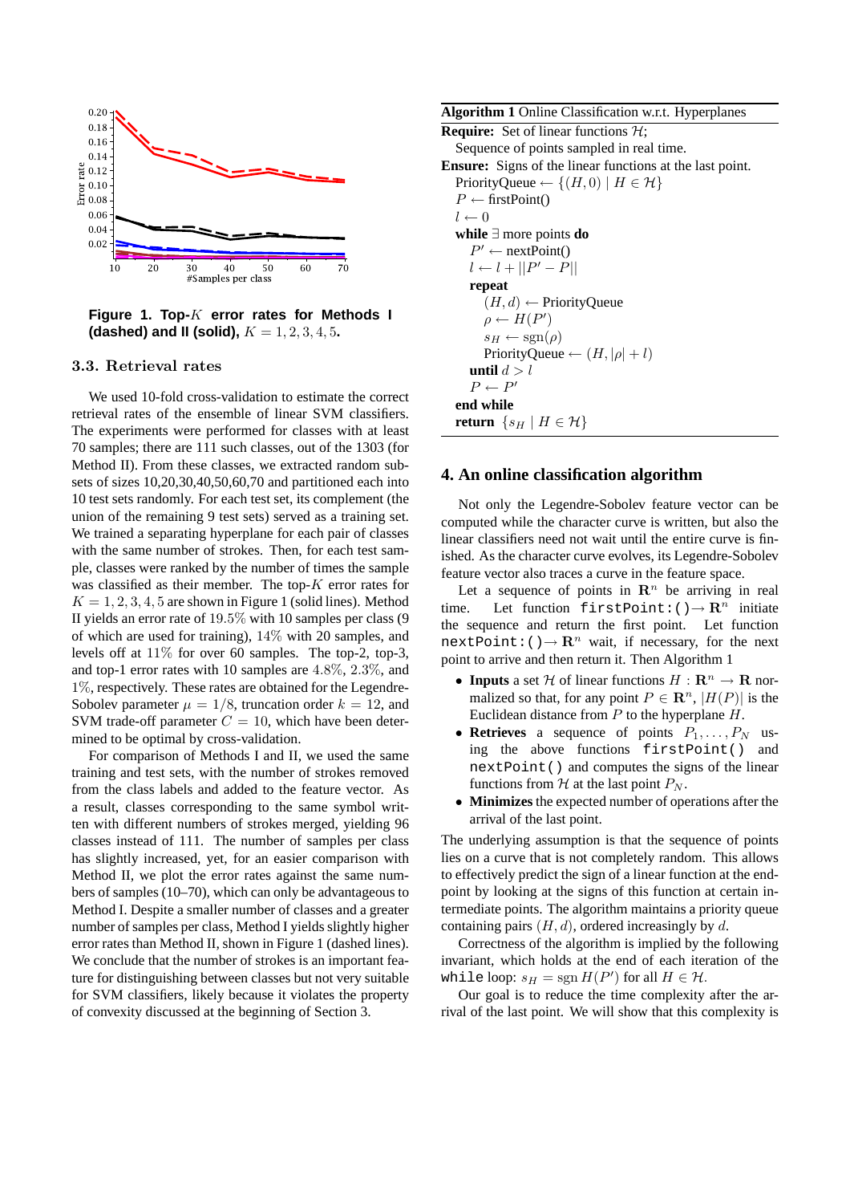**Figure 1. Top-$K$ error rates for Methods I (dashed) and II (solid), $K = 1, 2, 3, 4, 5$.**

### 3.3. Retrieval rates

We used 10-fold cross-validation to estimate the correct retrieval rates of the ensemble of linear SVM classifiers. The experiments were performed for classes with at least 70 samples; there are 111 such classes, out of the 1303 (for Method II). From these classes, we extracted random subsets of sizes 10,20,30,40,50,60,70 and partitioned each into 10 test sets randomly. For each test set, its complement (the union of the remaining 9 test sets) served as a training set. We trained a separating hyperplane for each pair of classes with the same number of strokes. Then, for each test sample, classes were ranked by the number of times the sample was classified as their member. The top-$K$ error rates for $K = 1, 2, 3, 4, 5$ are shown in Figure 1 (solid lines). Method II yields an error rate of $19.5\%$ with 10 samples per class (9 of which are used for training), $14\%$ with 20 samples, and levels off at $11\%$ for over 60 samples. The top-2, top-3, and top-1 error rates with 10 samples are $4.8\%$, $2.3\%$, and $1\%$, respectively. These rates are obtained for the Legendre-Sobolev parameter $\mu = 1/8$, truncation order $k = 12$, and SVM trade-off parameter $C = 10$, which have been determined to be optimal by cross-validation.

For comparison of Methods I and II, we used the same training and test sets, with the number of strokes removed from the class labels and added to the feature vector. As a result, classes corresponding to the same symbol written with different numbers of strokes merged, yielding 96 classes instead of 111. The number of samples per class has slightly increased, yet, for an easier comparison with Method II, we plot the error rates against the same numbers of samples (10–70), which can only be advantageous to Method I. Despite a smaller number of classes and a greater number of samples per class, Method I yields slightly higher error rates than Method II, shown in Figure 1 (dashed lines). We conclude that the number of strokes is an important feature for distinguishing between classes but not very suitable for SVM classifiers, likely because it violates the property of convexity discussed at the beginning of Section 3.

**Algorithm 1** Online Classification w.r.t. Hyperplanes

**Require:** Set of linear functions $\mathcal{H}$;
  Sequence of points sampled in real time.
**Ensure:** Signs of the linear functions at the last point.
  PriorityQueue $\leftarrow \{(H, 0) \mid H \in \mathcal{H}\}$
  $P \leftarrow$ firstPoint()
  $l \leftarrow 0$
  **while** $\exists$ more points **do**
    $P' \leftarrow$ nextPoint()
    $l \leftarrow l + ||P' - P||$
    **repeat**
      $(H, d) \leftarrow$ PriorityQueue
      $\rho \leftarrow H(P')$
      $s_H \leftarrow \operatorname{sgn}(\rho)$
      PriorityQueue $\leftarrow (H, |\rho| + l)$
    **until** $d > l$
    $P \leftarrow P'$
  **end while**
  **return** $\{s_H \mid H \in \mathcal{H}\}$

## 4. An online classification algorithm

Not only the Legendre-Sobolev feature vector can be computed while the character curve is written, but also the linear classifiers need not wait until the entire curve is finished. As the character curve evolves, its Legendre-Sobolev feature vector also traces a curve in the feature space.

Let a sequence of points in $\mathbf{R}^n$ be arriving in real time. Let function `firstPoint:()`$\rightarrow \mathbf{R}^n$ initiate the sequence and return the first point. Let function `nextPoint:()`$\rightarrow \mathbf{R}^n$ wait, if necessary, for the next point to arrive and then return it. Then Algorithm 1

- **Inputs** a set $\mathcal{H}$ of linear functions $H : \mathbf{R}^n \rightarrow \mathbf{R}$ normalized so that, for any point $P \in \mathbf{R}^n$, $|H(P)|$ is the Euclidean distance from $P$ to the hyperplane $H$.
- **Retrieves** a sequence of points $P_1, \ldots, P_N$ using the above functions `firstPoint()` and `nextPoint()` and computes the signs of the linear functions from $\mathcal{H}$ at the last point $P_N$.
- **Minimizes** the expected number of operations after the arrival of the last point.

The underlying assumption is that the sequence of points lies on a curve that is not completely random. This allows to effectively predict the sign of a linear function at the endpoint by looking at the signs of this function at certain intermediate points. The algorithm maintains a priority queue containing pairs $(H, d)$, ordered increasingly by $d$.

Correctness of the algorithm is implied by the following invariant, which holds at the end of each iteration of the `while` loop: $s_H = \operatorname{sgn} H(P')$ for all $H \in \mathcal{H}$.

Our goal is to reduce the time complexity after the arrival of the last point. We will show that this complexity is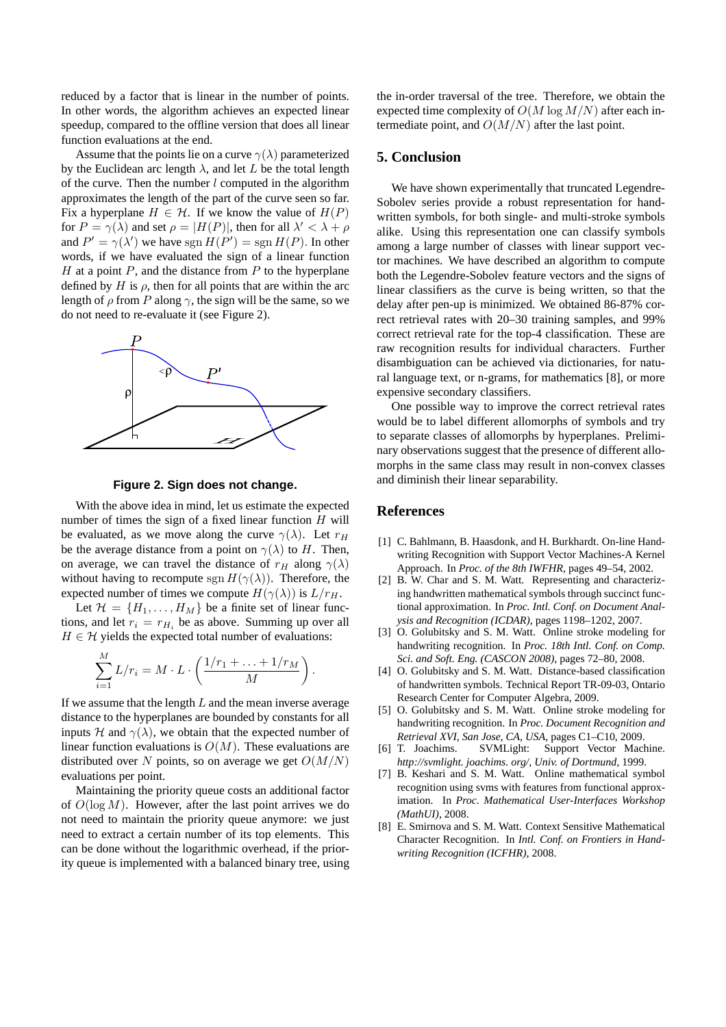reduced by a factor that is linear in the number of points. In other words, the algorithm achieves an expected linear speedup, compared to the offline version that does all linear function evaluations at the end.

Assume that the points lie on a curve $\gamma(\lambda)$ parameterized by the Euclidean arc length $\lambda$, and let $L$ be the total length of the curve. Then the number $l$ computed in the algorithm approximates the length of the part of the curve seen so far. Fix a hyperplane $H \in \mathcal{H}$. If we know the value of $H(P)$ for $P = \gamma(\lambda)$ and set $\rho = |H(P)|$, then for all $\lambda' < \lambda + \rho$ and $P' = \gamma(\lambda')$ we have $\operatorname{sgn} H(P') = \operatorname{sgn} H(P)$. In other words, if we have evaluated the sign of a linear function $H$ at a point $P$, and the distance from $P$ to the hyperplane defined by $H$ is $\rho$, then for all points that are within the arc length of $\rho$ from $P$ along $\gamma$, the sign will be the same, so we do not need to re-evaluate it (see Figure 2).

P

<ρ

P'

ρ

H

**Figure 2. Sign does not change.**

With the above idea in mind, let us estimate the expected number of times the sign of a fixed linear function $H$ will be evaluated, as we move along the curve $\gamma(\lambda)$. Let $r_H$ be the average distance from a point on $\gamma(\lambda)$ to $H$. Then, on average, we can travel the distance of $r_H$ along $\gamma(\lambda)$ without having to recompute $\operatorname{sgn} H(\gamma(\lambda))$. Therefore, the expected number of times we compute $H(\gamma(\lambda))$ is $L/r_H$.

Let $\mathcal{H} = \{H_1, \ldots, H_M\}$ be a finite set of linear functions, and let $r_i = r_{H_i}$ be as above. Summing up over all $H \in \mathcal{H}$ yields the expected total number of evaluations:

$$\sum_{i=1}^{M} L/r_i = M \cdot L \cdot \left( \frac{1/r_1 + \ldots + 1/r_M}{M} \right).$$

If we assume that the length $L$ and the mean inverse average distance to the hyperplanes are bounded by constants for all inputs $\mathcal{H}$ and $\gamma(\lambda)$, we obtain that the expected number of linear function evaluations is $O(M)$. These evaluations are distributed over $N$ points, so on average we get $O(M/N)$ evaluations per point.

Maintaining the priority queue costs an additional factor of $O(\log M)$. However, after the last point arrives we do not need to maintain the priority queue anymore: we just need to extract a certain number of its top elements. This can be done without the logarithmic overhead, if the priority queue is implemented with a balanced binary tree, using the in-order traversal of the tree. Therefore, we obtain the expected time complexity of $O(M \log M/N)$ after each intermediate point, and $O(M/N)$ after the last point.

## 5. Conclusion

We have shown experimentally that truncated Legendre-Sobolev series provide a robust representation for handwritten symbols, for both single- and multi-stroke symbols alike. Using this representation one can classify symbols among a large number of classes with linear support vector machines. We have described an algorithm to compute both the Legendre-Sobolev feature vectors and the signs of linear classifiers as the curve is being written, so that the delay after pen-up is minimized. We obtained 86-87% correct retrieval rates with 20–30 training samples, and 99% correct retrieval rate for the top-4 classification. These are raw recognition results for individual characters. Further disambiguation can be achieved via dictionaries, for natural language text, or n-grams, for mathematics [8], or more expensive secondary classifiers.

One possible way to improve the correct retrieval rates would be to label different allomorphs of symbols and try to separate classes of allomorphs by hyperplanes. Preliminary observations suggest that the presence of different allomorphs in the same class may result in non-convex classes and diminish their linear separability.

## References

[1] C. Bahlmann, B. Haasdonk, and H. Burkhardt. On-line Handwriting Recognition with Support Vector Machines-A Kernel Approach. In *Proc. of the 8th IWFHR*, pages 49–54, 2002.

[2] B. W. Char and S. M. Watt. Representing and characterizing handwritten mathematical symbols through succinct functional approximation. In *Proc. Intl. Conf. on Document Analysis and Recognition (ICDAR)*, pages 1198–1202, 2007.

[3] O. Golubitsky and S. M. Watt. Online stroke modeling for handwriting recognition. In *Proc. 18th Intl. Conf. on Comp. Sci. and Soft. Eng. (CASCON 2008)*, pages 72–80, 2008.

[4] O. Golubitsky and S. M. Watt. Distance-based classification of handwritten symbols. Technical Report TR-09-03, Ontario Research Center for Computer Algebra, 2009.

[5] O. Golubitsky and S. M. Watt. Online stroke modeling for handwriting recognition. In *Proc. Document Recognition and Retrieval XVI, San Jose, CA, USA*, pages C1–C10, 2009.

[6] T. Joachims. SVMLight: Support Vector Machine. *http://svmlight. joachims. org/, Univ. of Dortmund*, 1999.

[7] B. Keshari and S. M. Watt. Online mathematical symbol recognition using svms with features from functional approximation. In *Proc. Mathematical User-Interfaces Workshop (MathUI)*, 2008.

[8] E. Smirnova and S. M. Watt. Context Sensitive Mathematical Character Recognition. In *Intl. Conf. on Frontiers in Handwriting Recognition (ICFHR)*, 2008.